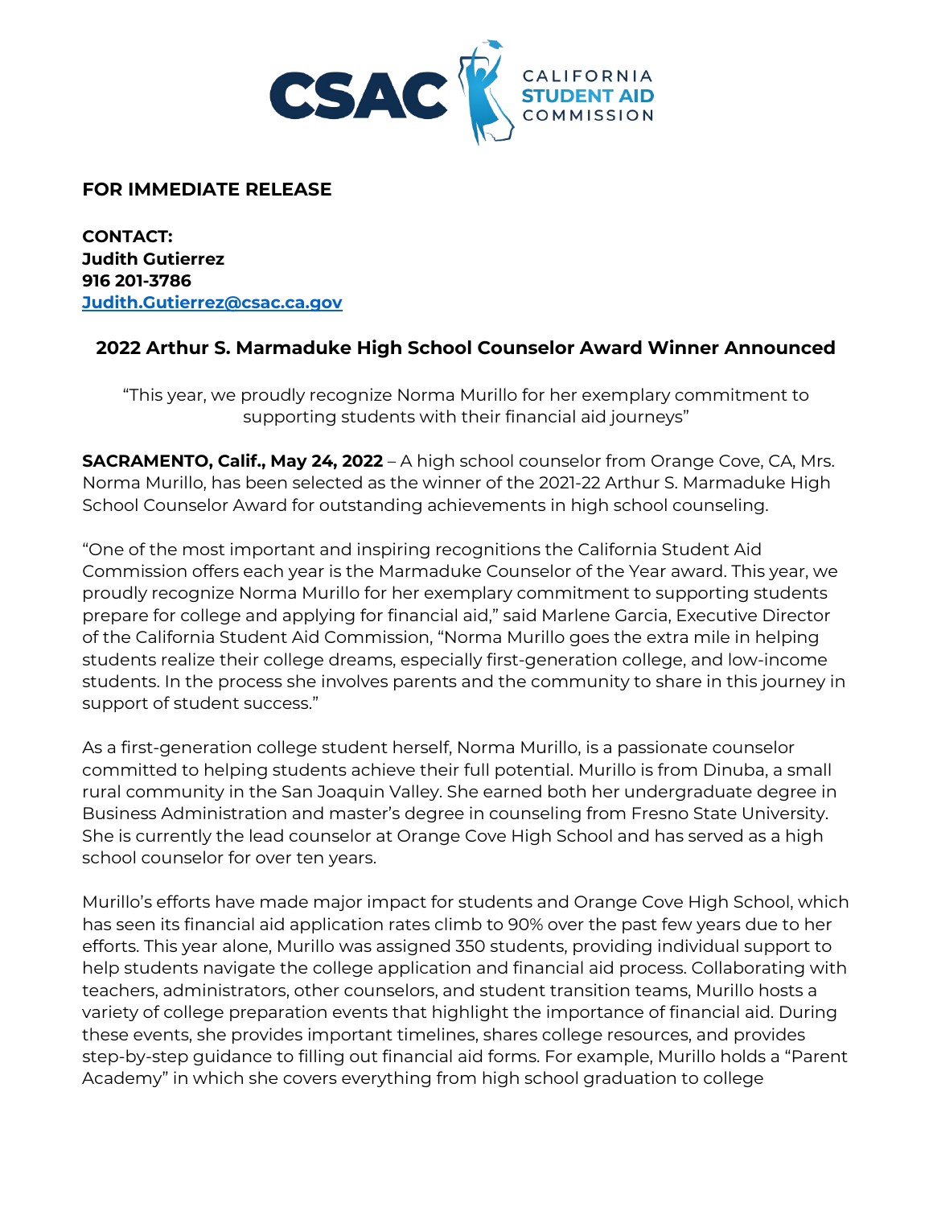CSAC CALIFORNIA STUDENT AID COMMISSION

**FOR IMMEDIATE RELEASE**

**CONTACT:**
**Judith Gutierrez**
**916 201-3786**
**[Judith.Gutierrez@csac.ca.gov](mailto:Judith.Gutierrez@csac.ca.gov)**

## 2022 Arthur S. Marmaduke High School Counselor Award Winner Announced

"This year, we proudly recognize Norma Murillo for her exemplary commitment to supporting students with their financial aid journeys"

**SACRAMENTO, Calif., May 24, 2022** – A high school counselor from Orange Cove, CA, Mrs. Norma Murillo, has been selected as the winner of the 2021-22 Arthur S. Marmaduke High School Counselor Award for outstanding achievements in high school counseling.

"One of the most important and inspiring recognitions the California Student Aid Commission offers each year is the Marmaduke Counselor of the Year award. This year, we proudly recognize Norma Murillo for her exemplary commitment to supporting students prepare for college and applying for financial aid," said Marlene Garcia, Executive Director of the California Student Aid Commission, "Norma Murillo goes the extra mile in helping students realize their college dreams, especially first-generation college, and low-income students. In the process she involves parents and the community to share in this journey in support of student success."

As a first-generation college student herself, Norma Murillo, is a passionate counselor committed to helping students achieve their full potential. Murillo is from Dinuba, a small rural community in the San Joaquin Valley. She earned both her undergraduate degree in Business Administration and master's degree in counseling from Fresno State University. She is currently the lead counselor at Orange Cove High School and has served as a high school counselor for over ten years.

Murillo's efforts have made major impact for students and Orange Cove High School, which has seen its financial aid application rates climb to 90% over the past few years due to her efforts. This year alone, Murillo was assigned 350 students, providing individual support to help students navigate the college application and financial aid process. Collaborating with teachers, administrators, other counselors, and student transition teams, Murillo hosts a variety of college preparation events that highlight the importance of financial aid. During these events, she provides important timelines, shares college resources, and provides step-by-step guidance to filling out financial aid forms. For example, Murillo holds a "Parent Academy" in which she covers everything from high school graduation to college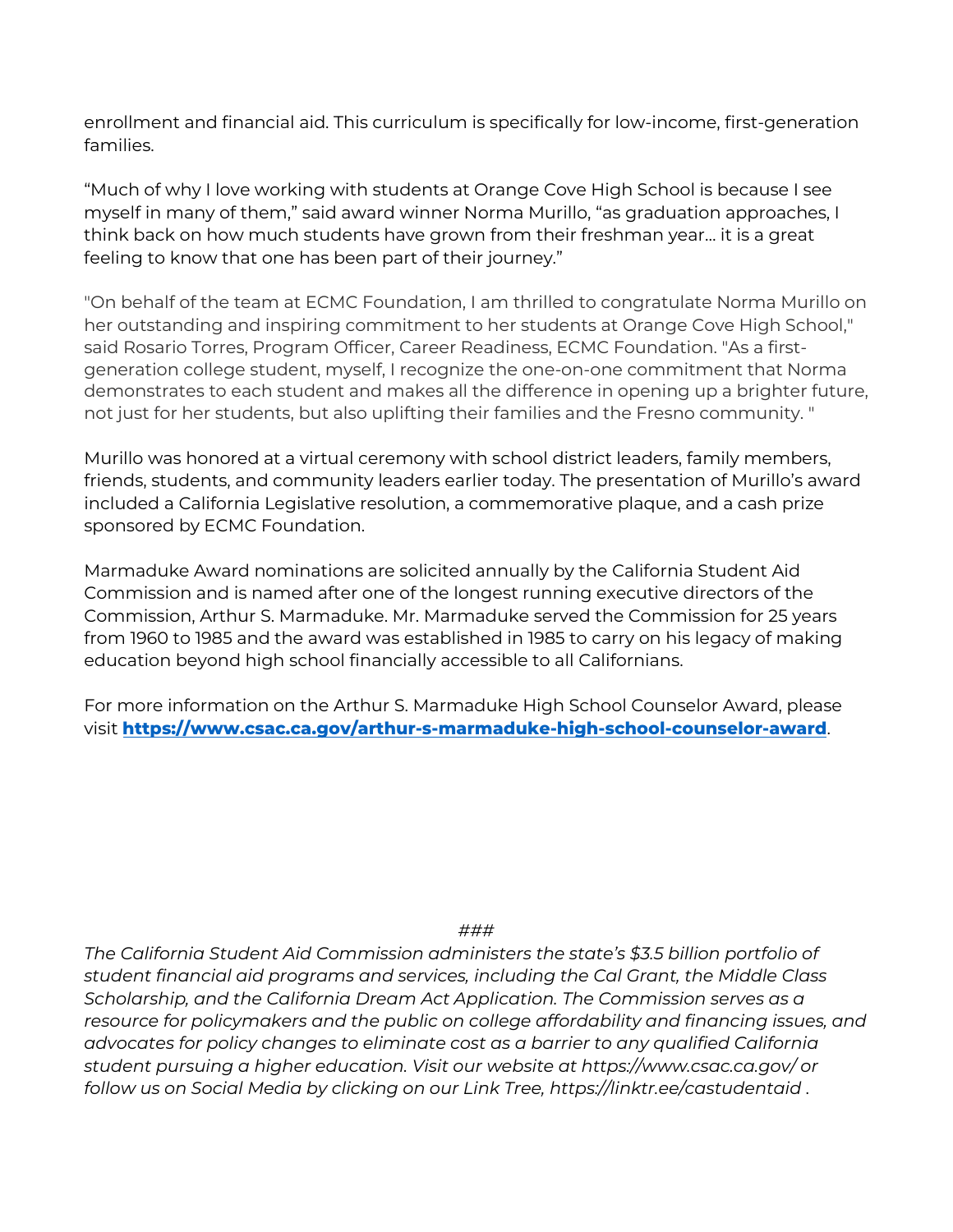enrollment and financial aid. This curriculum is specifically for low-income, first-generation families.

"Much of why I love working with students at Orange Cove High School is because I see myself in many of them," said award winner Norma Murillo, "as graduation approaches, I think back on how much students have grown from their freshman year… it is a great feeling to know that one has been part of their journey."

"On behalf of the team at ECMC Foundation, I am thrilled to congratulate Norma Murillo on her outstanding and inspiring commitment to her students at Orange Cove High School," said Rosario Torres, Program Officer, Career Readiness, ECMC Foundation. "As a first-generation college student, myself, I recognize the one-on-one commitment that Norma demonstrates to each student and makes all the difference in opening up a brighter future, not just for her students, but also uplifting their families and the Fresno community. "

Murillo was honored at a virtual ceremony with school district leaders, family members, friends, students, and community leaders earlier today. The presentation of Murillo's award included a California Legislative resolution, a commemorative plaque, and a cash prize sponsored by ECMC Foundation.

Marmaduke Award nominations are solicited annually by the California Student Aid Commission and is named after one of the longest running executive directors of the Commission, Arthur S. Marmaduke. Mr. Marmaduke served the Commission for 25 years from 1960 to 1985 and the award was established in 1985 to carry on his legacy of making education beyond high school financially accessible to all Californians.

For more information on the Arthur S. Marmaduke High School Counselor Award, please visit **https://www.csac.ca.gov/arthur-s-marmaduke-high-school-counselor-award**.

*###*

*The California Student Aid Commission administers the state's $3.5 billion portfolio of student financial aid programs and services, including the Cal Grant, the Middle Class Scholarship, and the California Dream Act Application. The Commission serves as a resource for policymakers and the public on college affordability and financing issues, and advocates for policy changes to eliminate cost as a barrier to any qualified California student pursuing a higher education. Visit our website at https://www.csac.ca.gov/ or follow us on Social Media by clicking on our Link Tree, https://linktr.ee/castudentaid .*